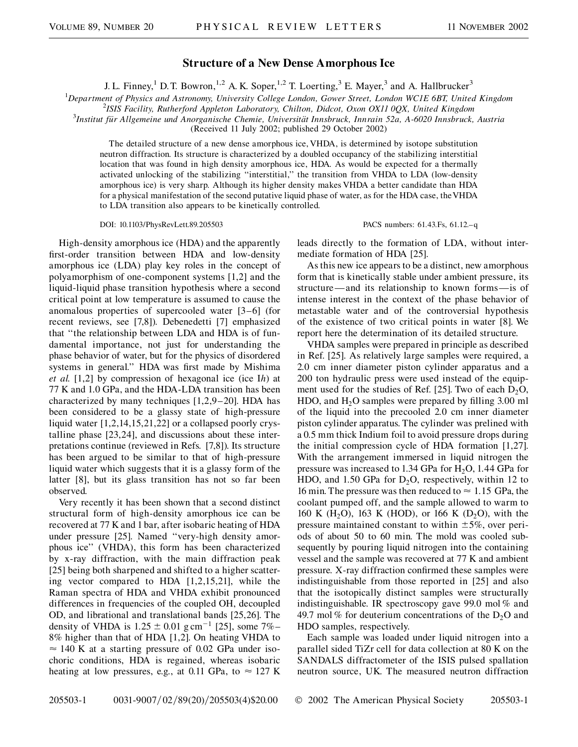# Structure of a New Dense Amorphous Ice

J. L. Finney,[1] D. T. Bowron,[1,2] A. K. Soper,[1,2] T. Loerting,[3] E. Mayer,[3] and A. Hallbrucker[3]

[1]*Department of Physics and Astronomy, University College London, Gower Street, London WC1E 6BT, United Kingdom*
[2]*ISIS Facility, Rutherford Appleton Laboratory, Chilton, Didcot, Oxon OX11 0QX, United Kingdom*
[3]*Institut für Allgemeine und Anorganische Chemie, Universität Innsbruck, Innrain 52a, A-6020 Innsbruck, Austria*
(Received 11 July 2002; published 29 October 2002)

The detailed structure of a new dense amorphous ice, VHDA, is determined by isotope substitution neutron diffraction. Its structure is characterized by a doubled occupancy of the stabilizing interstitial location that was found in high density amorphous ice, HDA. As would be expected for a thermally activated unlocking of the stabilizing "interstitial," the transition from VHDA to LDA (low-density amorphous ice) is very sharp. Although its higher density makes VHDA a better candidate than HDA for a physical manifestation of the second putative liquid phase of water, as for the HDA case, the VHDA to LDA transition also appears to be kinetically controlled.

DOI: 10.1103/PhysRevLett.89.205503 PACS numbers: 61.43.Fs, 61.12.–q

High-density amorphous ice (HDA) and the apparently first-order transition between HDA and low-density amorphous ice (LDA) play key roles in the concept of polyamorphism of one-component systems [1,2] and the liquid-liquid phase transition hypothesis where a second critical point at low temperature is assumed to cause the anomalous properties of supercooled water [3–6] (for recent reviews, see [7,8]). Debenedetti [7] emphasized that "the relationship between LDA and HDA is of fundamental importance, not just for understanding the phase behavior of water, but for the physics of disordered systems in general." HDA was first made by Mishima *et al.* [1,2] by compression of hexagonal ice (ice I*h*) at 77 K and 1.0 GPa, and the HDA-LDA transition has been characterized by many techniques [1,2,9–20]. HDA has been considered to be a glassy state of high-pressure liquid water [1,2,14,15,21,22] or a collapsed poorly crystalline phase [23,24], and discussions about these interpretations continue (reviewed in Refs. [7,8]). Its structure has been argued to be similar to that of high-pressure liquid water which suggests that it is a glassy form of the latter [8], but its glass transition has not so far been observed.

Very recently it has been shown that a second distinct structural form of high-density amorphous ice can be recovered at 77 K and 1 bar, after isobaric heating of HDA under pressure [25]. Named "very-high density amorphous ice" (VHDA), this form has been characterized by x-ray diffraction, with the main diffraction peak [25] being both sharpened and shifted to a higher scattering vector compared to HDA [1,2,15,21], while the Raman spectra of HDA and VHDA exhibit pronounced differences in frequencies of the coupled OH, decoupled OD, and librational and translational bands [25,26]. The density of VHDA is $1.25 \pm 0.01$ g cm$^{-1}$ [25], some 7%–8% higher than that of HDA [1,2]. On heating VHDA to $\approx 140$ K at a starting pressure of 0.02 GPa under isochoric conditions, HDA is regained, whereas isobaric heating at low pressures, e.g., at 0.11 GPa, to $\approx 127$ K leads directly to the formation of LDA, without intermediate formation of HDA [25].

As this new ice appears to be a distinct, new amorphous form that is kinetically stable under ambient pressure, its structure—and its relationship to known forms—is of intense interest in the context of the phase behavior of metastable water and of the controversial hypothesis of the existence of two critical points in water [8]. We report here the determination of its detailed structure.

VHDA samples were prepared in principle as described in Ref. [25]. As relatively large samples were required, a 2.0 cm inner diameter piston cylinder apparatus and a 200 ton hydraulic press were used instead of the equipment used for the studies of Ref. [25]. Two of each $D_2O$, HDO, and $H_2O$ samples were prepared by filling 3.00 ml of the liquid into the precooled 2.0 cm inner diameter piston cylinder apparatus. The cylinder was prelined with a 0.5 mm thick Indium foil to avoid pressure drops during the initial compression cycle of HDA formation [1,27]. With the arrangement immersed in liquid nitrogen the pressure was increased to 1.34 GPa for $H_2O$, 1.44 GPa for HDO, and 1.50 GPa for $D_2O$, respectively, within 12 to 16 min. The pressure was then reduced to $\approx 1.15$ GPa, the coolant pumped off, and the sample allowed to warm to 160 K ($H_2O$), 163 K (HOD), or 166 K ($D_2O$), with the pressure maintained constant to within $\pm 5\%$, over periods of about 50 to 60 min. The mold was cooled subsequently by pouring liquid nitrogen into the containing vessel and the sample was recovered at 77 K and ambient pressure. X-ray diffraction confirmed these samples were indistinguishable from those reported in [25] and also that the isotopically distinct samples were structurally indistinguishable. IR spectroscopy gave 99.0 mol % and 49.7 mol % for deuterium concentrations of the $D_2O$ and HDO samples, respectively.

Each sample was loaded under liquid nitrogen into a parallel sided TiZr cell for data collection at 80 K on the SANDALS diffractometer of the ISIS pulsed spallation neutron source, UK. The measured neutron diffraction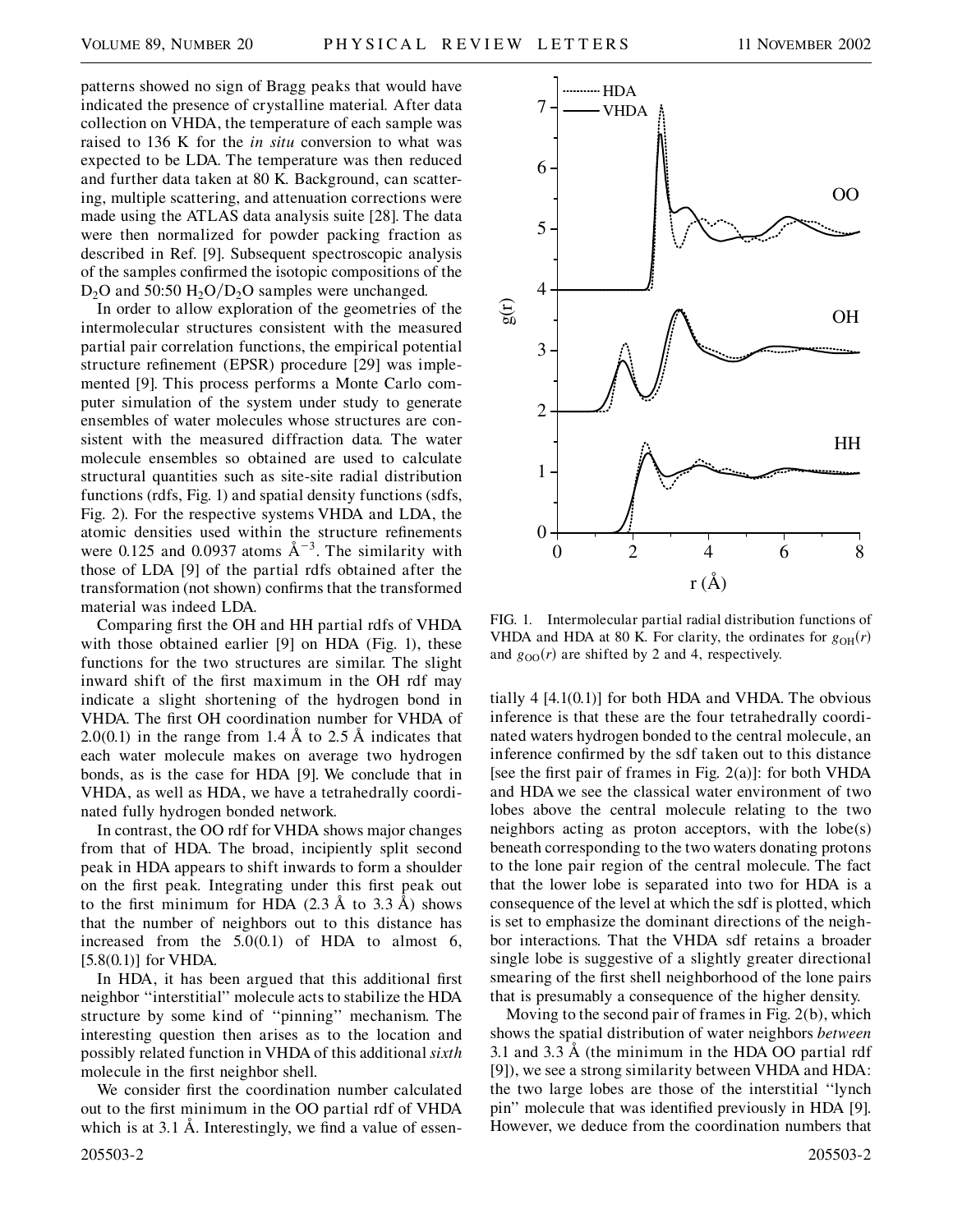patterns showed no sign of Bragg peaks that would have indicated the presence of crystalline material. After data collection on VHDA, the temperature of each sample was raised to 136 K for the *in situ* conversion to what was expected to be LDA. The temperature was then reduced and further data taken at 80 K. Background, can scattering, multiple scattering, and attenuation corrections were made using the ATLAS data analysis suite [28]. The data were then normalized for powder packing fraction as described in Ref. [9]. Subsequent spectroscopic analysis of the samples confirmed the isotopic compositions of the $D_2O$ and 50:50 $H_2O/D_2O$ samples were unchanged.

In order to allow exploration of the geometries of the intermolecular structures consistent with the measured partial pair correlation functions, the empirical potential structure refinement (EPSR) procedure [29] was implemented [9]. This process performs a Monte Carlo computer simulation of the system under study to generate ensembles of water molecules whose structures are consistent with the measured diffraction data. The water molecule ensembles so obtained are used to calculate structural quantities such as site-site radial distribution functions (rdfs, Fig. 1) and spatial density functions (sdfs, Fig. 2). For the respective systems VHDA and LDA, the atomic densities used within the structure refinements were 0.125 and 0.0937 atoms $Å^{-3}$. The similarity with those of LDA [9] of the partial rdfs obtained after the transformation (not shown) confirms that the transformed material was indeed LDA.

Comparing first the OH and HH partial rdfs of VHDA with those obtained earlier [9] on HDA (Fig. 1), these functions for the two structures are similar. The slight inward shift of the first maximum in the OH rdf may indicate a slight shortening of the hydrogen bond in VHDA. The first OH coordination number for VHDA of 2.0(0.1) in the range from 1.4 Å to 2.5 Å indicates that each water molecule makes on average two hydrogen bonds, as is the case for HDA [9]. We conclude that in VHDA, as well as HDA, we have a tetrahedrally coordinated fully hydrogen bonded network.

In contrast, the OO rdf for VHDA shows major changes from that of HDA. The broad, incipiently split second peak in HDA appears to shift inwards to form a shoulder on the first peak. Integrating under this first peak out to the first minimum for HDA (2.3 Å to 3.3 Å) shows that the number of neighbors out to this distance has increased from the 5.0(0.1) of HDA to almost 6, [5.8(0.1)] for VHDA.

In HDA, it has been argued that this additional first neighbor "interstitial" molecule acts to stabilize the HDA structure by some kind of "pinning" mechanism. The interesting question then arises as to the location and possibly related function in VHDA of this additional *sixth* molecule in the first neighbor shell.

We consider first the coordination number calculated out to the first minimum in the OO partial rdf of VHDA which is at 3.1 Å. Interestingly, we find a value of essentially 4 [4.1(0.1)] for both HDA and VHDA. The obvious inference is that these are the four tetrahedrally coordinated waters hydrogen bonded to the central molecule, an inference confirmed by the sdf taken out to this distance [see the first pair of frames in Fig. 2(a)]: for both VHDA and HDA we see the classical water environment of two lobes above the central molecule relating to the two neighbors acting as proton acceptors, with the lobe(s) beneath corresponding to the two waters donating protons to the lone pair region of the central molecule. The fact that the lower lobe is separated into two for HDA is a consequence of the level at which the sdf is plotted, which is set to emphasize the dominant directions of the neighbor interactions. That the VHDA sdf retains a broader single lobe is suggestive of a slightly greater directional smearing of the first shell neighborhood of the lone pairs that is presumably a consequence of the higher density.

Moving to the second pair of frames in Fig. 2(b), which shows the spatial distribution of water neighbors *between* 3.1 and 3.3 Å (the minimum in the HDA OO partial rdf [9]), we see a strong similarity between VHDA and HDA: the two large lobes are those of the interstitial "lynch pin" molecule that was identified previously in HDA [9]. However, we deduce from the coordination numbers that

FIG. 1. Intermolecular partial radial distribution functions of VHDA and HDA at 80 K. For clarity, the ordinates for $g_{OH}(r)$ and $g_{OO}(r)$ are shifted by 2 and 4, respectively.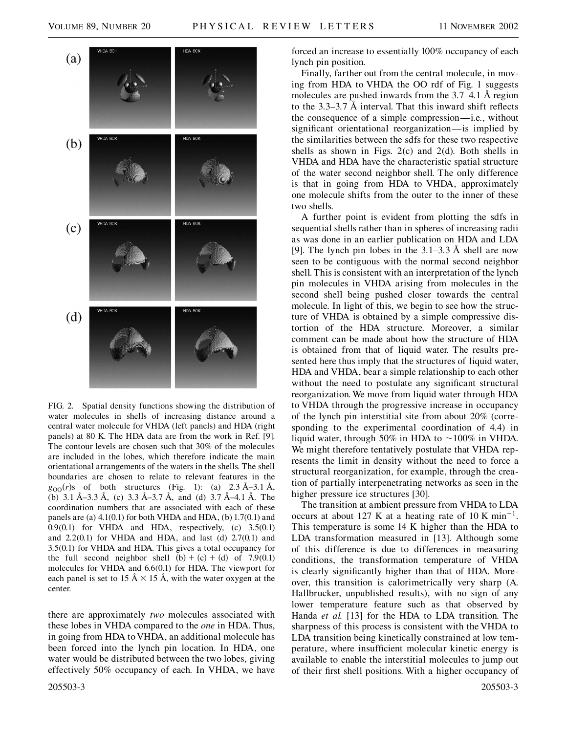FIG. 2. Spatial density functions showing the distribution of water molecules in shells of increasing distance around a central water molecule for VHDA (left panels) and HDA (right panels) at 80 K. The HDA data are from the work in Ref. [9]. The contour levels are chosen such that 30% of the molecules are included in the lobes, which therefore indicate the main orientational arrangements of the waters in the shells. The shell boundaries are chosen to relate to relevant features in the $g_{OO}(r)$s of both structures (Fig. 1): (a) 2.3 Å–3.1 Å, (b) 3.1 Å–3.3 Å, (c) 3.3 Å–3.7 Å, and (d) 3.7 Å–4.1 Å. The coordination numbers that are associated with each of these panels are (a) 4.1(0.1) for both VHDA and HDA, (b) 1.7(0.1) and 0.9(0.1) for VHDA and HDA, respectively, (c) 3.5(0.1) and 2.2(0.1) for VHDA and HDA, and last (d) 2.7(0.1) and 3.5(0.1) for VHDA and HDA. This gives a total occupancy for the full second neighbor shell (b) + (c) + (d) of 7.9(0.1) molecules for VHDA and 6.6(0.1) for HDA. The viewport for each panel is set to 15 Å × 15 Å, with the water oxygen at the center.

there are approximately *two* molecules associated with these lobes in VHDA compared to the *one* in HDA. Thus, in going from HDA to VHDA, an additional molecule has been forced into the lynch pin location. In HDA, one water would be distributed between the two lobes, giving effectively 50% occupancy of each. In VHDA, we have forced an increase to essentially 100% occupancy of each lynch pin position.

Finally, farther out from the central molecule, in moving from HDA to VHDA the OO rdf of Fig. 1 suggests molecules are pushed inwards from the 3.7–4.1 Å region to the 3.3–3.7 Å interval. That this inward shift reflects the consequence of a simple compression—i.e., without significant orientational reorganization—is implied by the similarities between the sdfs for these two respective shells as shown in Figs. 2(c) and 2(d). Both shells in VHDA and HDA have the characteristic spatial structure of the water second neighbor shell. The only difference is that in going from HDA to VHDA, approximately one molecule shifts from the outer to the inner of these two shells.

A further point is evident from plotting the sdfs in sequential shells rather than in spheres of increasing radii as was done in an earlier publication on HDA and LDA [9]. The lynch pin lobes in the 3.1–3.3 Å shell are now seen to be contiguous with the normal second neighbor shell. This is consistent with an interpretation of the lynch pin molecules in VHDA arising from molecules in the second shell being pushed closer towards the central molecule. In light of this, we begin to see how the structure of VHDA is obtained by a simple compressive distortion of the HDA structure. Moreover, a similar comment can be made about how the structure of HDA is obtained from that of liquid water. The results presented here thus imply that the structures of liquid water, HDA and VHDA, bear a simple relationship to each other without the need to postulate any significant structural reorganization. We move from liquid water through HDA to VHDA through the progressive increase in occupancy of the lynch pin interstitial site from about 20% (corresponding to the experimental coordination of 4.4) in liquid water, through 50% in HDA to ~100% in VHDA. We might therefore tentatively postulate that VHDA represents the limit in density without the need to force a structural reorganization, for example, through the creation of partially interpenetrating networks as seen in the higher pressure ice structures [30].

The transition at ambient pressure from VHDA to LDA occurs at about 127 K at a heating rate of 10 K $\min^{-1}$. This temperature is some 14 K higher than the HDA to LDA transformation measured in [13]. Although some of this difference is due to differences in measuring conditions, the transformation temperature of VHDA is clearly significantly higher than that of HDA. Moreover, this transition is calorimetrically very sharp (A. Hallbrucker, unpublished results), with no sign of any lower temperature feature such as that observed by Handa *et al.* [13] for the HDA to LDA transition. The sharpness of this process is consistent with the VHDA to LDA transition being kinetically constrained at low temperature, where insufficient molecular kinetic energy is available to enable the interstitial molecules to jump out of their first shell positions. With a higher occupancy of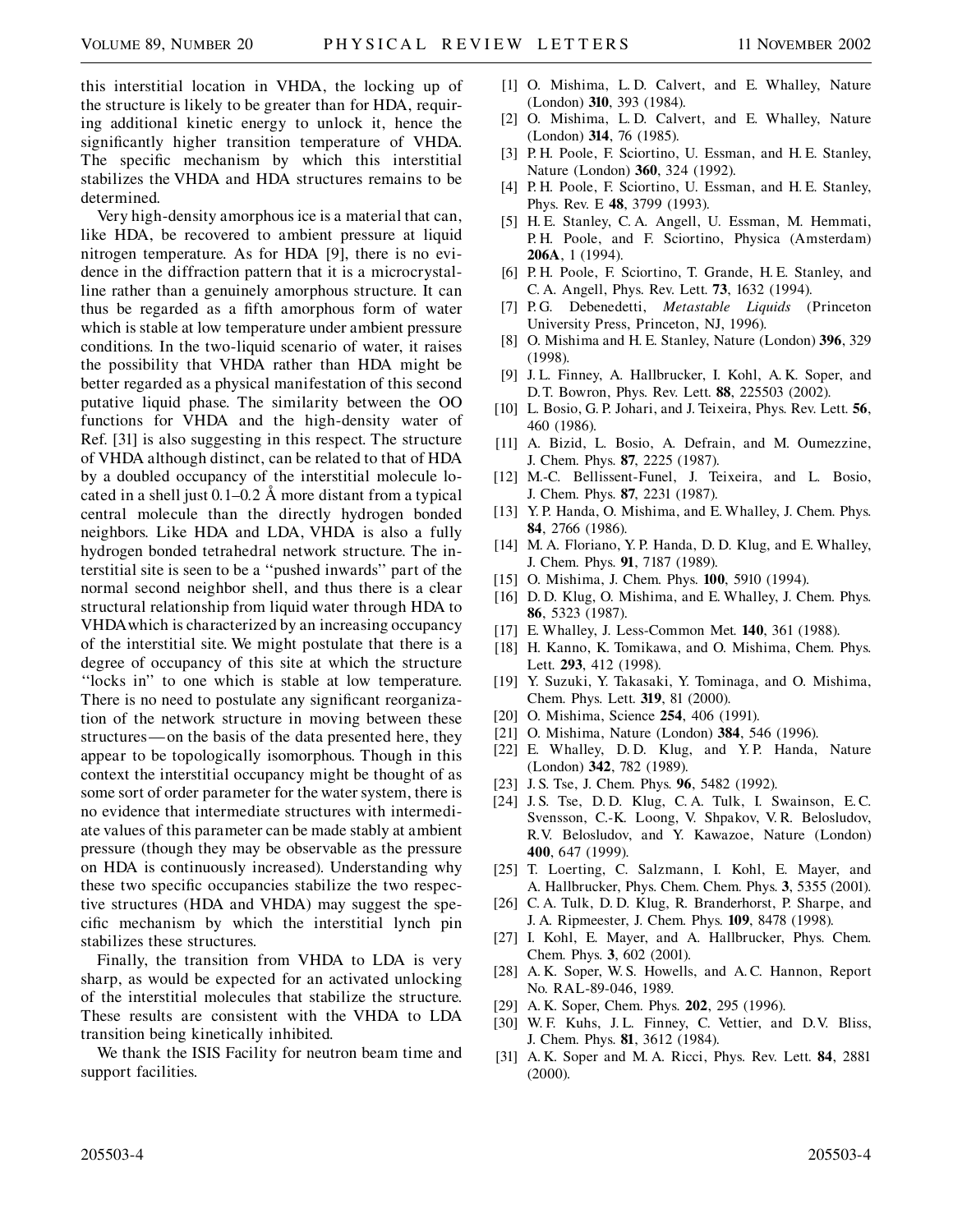this interstitial location in VHDA, the locking up of the structure is likely to be greater than for HDA, requiring additional kinetic energy to unlock it, hence the significantly higher transition temperature of VHDA. The specific mechanism by which this interstitial stabilizes the VHDA and HDA structures remains to be determined.

Very high-density amorphous ice is a material that can, like HDA, be recovered to ambient pressure at liquid nitrogen temperature. As for HDA [9], there is no evidence in the diffraction pattern that it is a microcrystalline rather than a genuinely amorphous structure. It can thus be regarded as a fifth amorphous form of water which is stable at low temperature under ambient pressure conditions. In the two-liquid scenario of water, it raises the possibility that VHDA rather than HDA might be better regarded as a physical manifestation of this second putative liquid phase. The similarity between the OO functions for VHDA and the high-density water of Ref. [31] is also suggesting in this respect. The structure of VHDA although distinct, can be related to that of HDA by a doubled occupancy of the interstitial molecule located in a shell just 0.1–0.2 Å more distant from a typical central molecule than the directly hydrogen bonded neighbors. Like HDA and LDA, VHDA is also a fully hydrogen bonded tetrahedral network structure. The interstitial site is seen to be a ''pushed inwards'' part of the normal second neighbor shell, and thus there is a clear structural relationship from liquid water through HDA to VHDA which is characterized by an increasing occupancy of the interstitial site. We might postulate that there is a degree of occupancy of this site at which the structure ''locks in'' to one which is stable at low temperature. There is no need to postulate any significant reorganization of the network structure in moving between these structures—on the basis of the data presented here, they appear to be topologically isomorphous. Though in this context the interstitial occupancy might be thought of as some sort of order parameter for the water system, there is no evidence that intermediate structures with intermediate values of this parameter can be made stably at ambient pressure (though they may be observable as the pressure on HDA is continuously increased). Understanding why these two specific occupancies stabilize the two respective structures (HDA and VHDA) may suggest the specific mechanism by which the interstitial lynch pin stabilizes these structures.

Finally, the transition from VHDA to LDA is very sharp, as would be expected for an activated unlocking of the interstitial molecules that stabilize the structure. These results are consistent with the VHDA to LDA transition being kinetically inhibited.

We thank the ISIS Facility for neutron beam time and support facilities.

[1] O. Mishima, L. D. Calvert, and E. Whalley, Nature (London) **310**, 393 (1984).

[2] O. Mishima, L. D. Calvert, and E. Whalley, Nature (London) **314**, 76 (1985).

[3] P. H. Poole, F. Sciortino, U. Essman, and H. E. Stanley, Nature (London) **360**, 324 (1992).

[4] P. H. Poole, F. Sciortino, U. Essman, and H. E. Stanley, Phys. Rev. E **48**, 3799 (1993).

[5] H. E. Stanley, C. A. Angell, U. Essman, M. Hemmati, P. H. Poole, and F. Sciortino, Physica (Amsterdam) **206A**, 1 (1994).

[6] P. H. Poole, F. Sciortino, T. Grande, H. E. Stanley, and C. A. Angell, Phys. Rev. Lett. **73**, 1632 (1994).

[7] P. G. Debenedetti, *Metastable Liquids* (Princeton University Press, Princeton, NJ, 1996).

[8] O. Mishima and H. E. Stanley, Nature (London) **396**, 329 (1998).

[9] J. L. Finney, A. Hallbrucker, I. Kohl, A. K. Soper, and D. T. Bowron, Phys. Rev. Lett. **88**, 225503 (2002).

[10] L. Bosio, G. P. Johari, and J. Teixeira, Phys. Rev. Lett. **56**, 460 (1986).

[11] A. Bizid, L. Bosio, A. Defrain, and M. Oumezzine, J. Chem. Phys. **87**, 2225 (1987).

[12] M.-C. Bellissent-Funel, J. Teixeira, and L. Bosio, J. Chem. Phys. **87**, 2231 (1987).

[13] Y. P. Handa, O. Mishima, and E. Whalley, J. Chem. Phys. **84**, 2766 (1986).

[14] M. A. Floriano, Y. P. Handa, D. D. Klug, and E. Whalley, J. Chem. Phys. **91**, 7187 (1989).

[15] O. Mishima, J. Chem. Phys. **100**, 5910 (1994).

[16] D. D. Klug, O. Mishima, and E. Whalley, J. Chem. Phys. **86**, 5323 (1987).

[17] E. Whalley, J. Less-Common Met. **140**, 361 (1988).

[18] H. Kanno, K. Tomikawa, and O. Mishima, Chem. Phys. Lett. **293**, 412 (1998).

[19] Y. Suzuki, Y. Takasaki, Y. Tominaga, and O. Mishima, Chem. Phys. Lett. **319**, 81 (2000).

[20] O. Mishima, Science **254**, 406 (1991).

[21] O. Mishima, Nature (London) **384**, 546 (1996).

[22] E. Whalley, D. D. Klug, and Y. P. Handa, Nature (London) **342**, 782 (1989).

[23] J. S. Tse, J. Chem. Phys. **96**, 5482 (1992).

[24] J. S. Tse, D. D. Klug, C. A. Tulk, I. Swainson, E. C. Svensson, C.-K. Loong, V. Shpakov, V. R. Belosludov, R. V. Belosludov, and Y. Kawazoe, Nature (London) **400**, 647 (1999).

[25] T. Loerting, C. Salzmann, I. Kohl, E. Mayer, and A. Hallbrucker, Phys. Chem. Chem. Phys. **3**, 5355 (2001).

[26] C. A. Tulk, D. D. Klug, R. Branderhorst, P. Sharpe, and J. A. Ripmeester, J. Chem. Phys. **109**, 8478 (1998).

[27] I. Kohl, E. Mayer, and A. Hallbrucker, Phys. Chem. Chem. Phys. **3**, 602 (2001).

[28] A. K. Soper, W. S. Howells, and A. C. Hannon, Report No. RAL-89-046, 1989.

[29] A. K. Soper, Chem. Phys. **202**, 295 (1996).

[30] W. F. Kuhs, J. L. Finney, C. Vettier, and D. V. Bliss, J. Chem. Phys. **81**, 3612 (1984).

[31] A. K. Soper and M. A. Ricci, Phys. Rev. Lett. **84**, 2881 (2000).